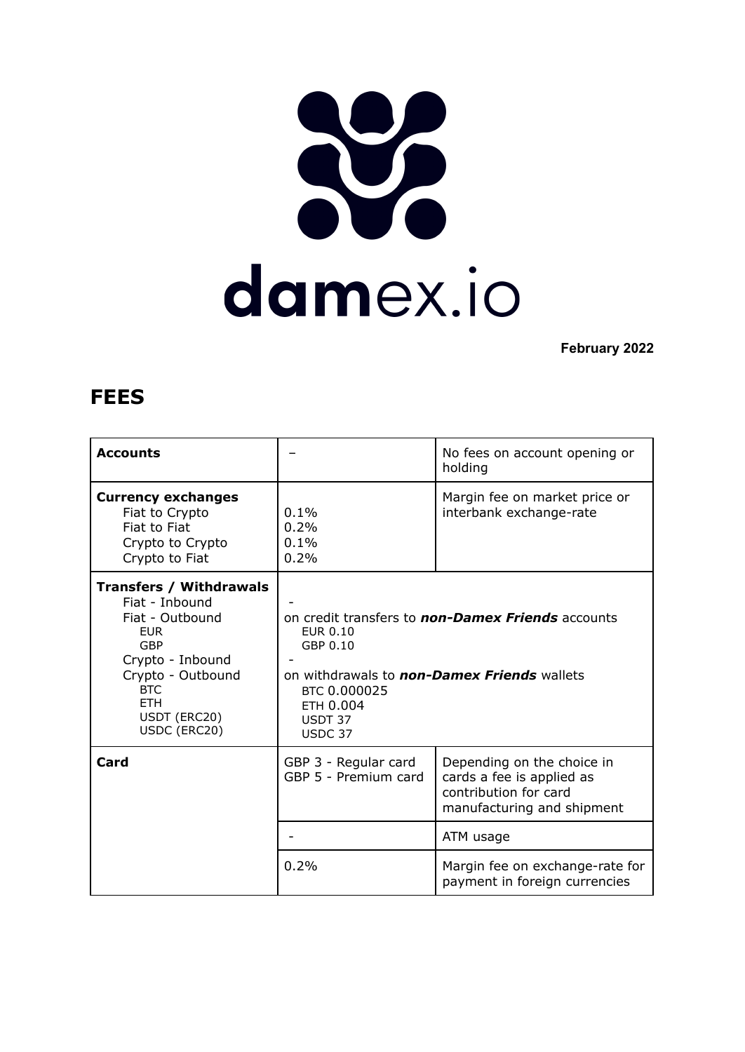damex.io

**February 2022**

# FEES

| | | |
|---|---|---|
| **Accounts** | – | No fees on account opening or holding |
| **Currency exchanges**<br>Fiat to Crypto<br>Fiat to Fiat<br>Crypto to Crypto<br>Crypto to Fiat | <br>0.1%<br>0.2%<br>0.1%<br>0.2% | Margin fee on market price or interbank exchange-rate |
| **Transfers / Withdrawals**<br>Fiat - Inbound<br>Fiat - Outbound<br>EUR<br>GBP<br>Crypto - Inbound<br>Crypto - Outbound<br>BTC<br>ETH<br>USDT (ERC20)<br>USDC (ERC20) | <br>-<br>on credit transfers to ***non-Damex Friends*** accounts<br>EUR 0.10<br>GBP 0.10<br>-<br>on withdrawals to ***non-Damex Friends*** wallets<br>BTC 0.000025<br>ETH 0.004<br>USDT 37<br>USDC 37 | |
| **Card** | GBP 3 - Regular card<br>GBP 5 - Premium card | Depending on the choice in cards a fee is applied as contribution for card manufacturing and shipment |
| | - | ATM usage |
| | 0.2% | Margin fee on exchange-rate for payment in foreign currencies |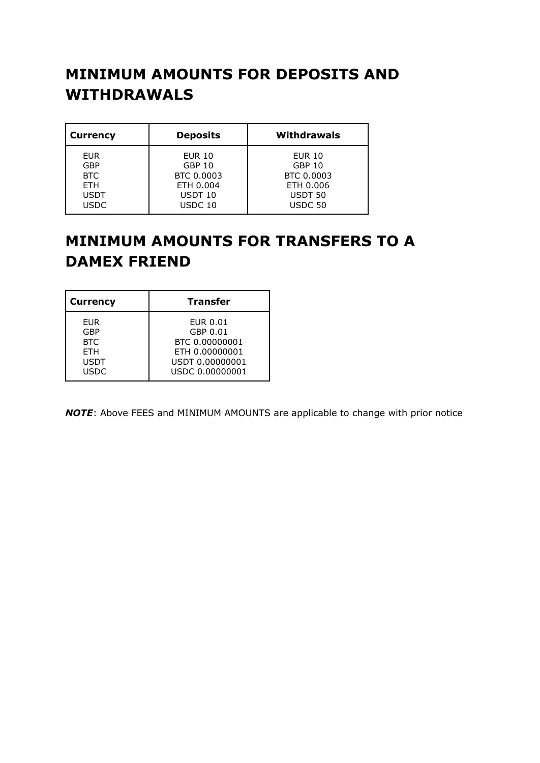## MINIMUM AMOUNTS FOR DEPOSITS AND WITHDRAWALS

| Currency | Deposits | Withdrawals |
|---|---|---|
| EUR | EUR 10 | EUR 10 |
| GBP | GBP 10 | GBP 10 |
| BTC | BTC 0.0003 | BTC 0.0003 |
| ETH | ETH 0.004 | ETH 0.006 |
| USDT | USDT 10 | USDT 50 |
| USDC | USDC 10 | USDC 50 |

## MINIMUM AMOUNTS FOR TRANSFERS TO A DAMEX FRIEND

| Currency | Transfer |
|---|---|
| EUR | EUR 0.01 |
| GBP | GBP 0.01 |
| BTC | BTC 0.00000001 |
| ETH | ETH 0.00000001 |
| USDT | USDT 0.00000001 |
| USDC | USDC 0.00000001 |

***NOTE***: Above FEES and MINIMUM AMOUNTS are applicable to change with prior notice